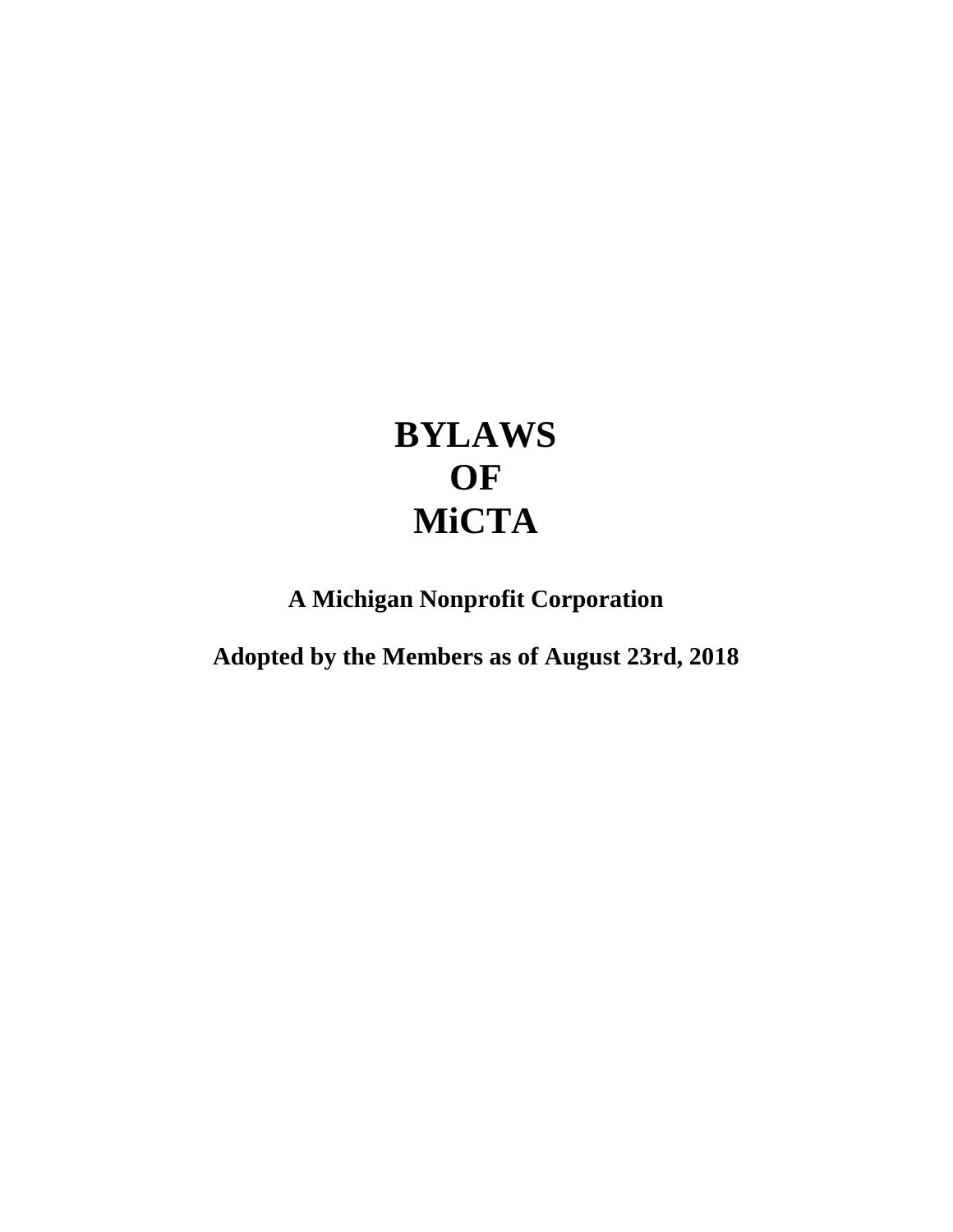# BYLAWS
# OF
# MiCTA

**A Michigan Nonprofit Corporation**

**Adopted by the Members as of August 23rd, 2018**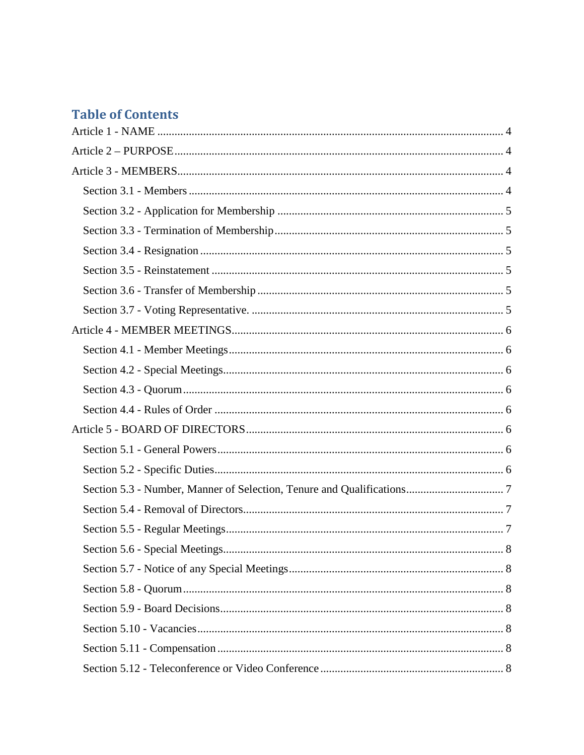## Table of Contents

Article 1 - NAME ........................................................................................................................ 4

Article 2 – PURPOSE .................................................................................................................. 4

Article 3 - MEMBERS.................................................................................................................. 4

- Section 3.1 - Members ............................................................................................................ 4
- Section 3.2 - Application for Membership .............................................................................. 5
- Section 3.3 - Termination of Membership............................................................................... 5
- Section 3.4 - Resignation ......................................................................................................... 5
- Section 3.5 - Reinstatement ..................................................................................................... 5
- Section 3.6 - Transfer of Membership ..................................................................................... 5
- Section 3.7 - Voting Representative. ....................................................................................... 5

Article 4 - MEMBER MEETINGS.............................................................................................. 6

- Section 4.1 - Member Meetings............................................................................................... 6
- Section 4.2 - Special Meetings................................................................................................. 6
- Section 4.3 - Quorum............................................................................................................... 6
- Section 4.4 - Rules of Order .................................................................................................... 6

Article 5 - BOARD OF DIRECTORS......................................................................................... 6

- Section 5.1 - General Powers................................................................................................... 6
- Section 5.2 - Specific Duties.................................................................................................... 6
- Section 5.3 - Number, Manner of Selection, Tenure and Qualifications.................................. 7
- Section 5.4 - Removal of Directors.......................................................................................... 7
- Section 5.5 - Regular Meetings................................................................................................ 7
- Section 5.6 - Special Meetings................................................................................................. 8
- Section 5.7 - Notice of any Special Meetings.......................................................................... 8
- Section 5.8 - Quorum............................................................................................................... 8
- Section 5.9 - Board Decisions.................................................................................................. 8
- Section 5.10 - Vacancies.......................................................................................................... 8
- Section 5.11 - Compensation ................................................................................................... 8
- Section 5.12 - Teleconference or Video Conference ............................................................... 8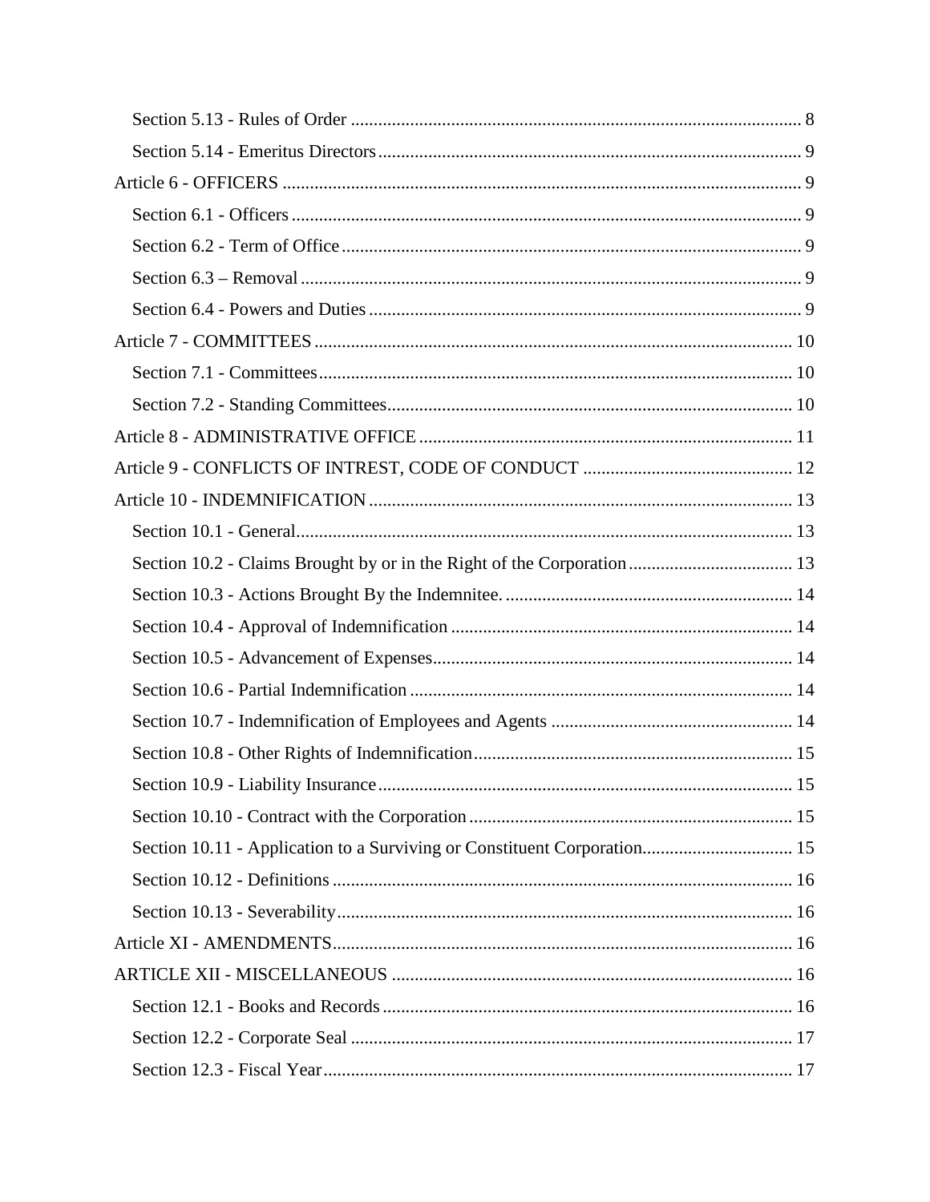- Section 5.13 - Rules of Order ... 8
- Section 5.14 - Emeritus Directors ... 9

Article 6 - OFFICERS ... 9

- Section 6.1 - Officers ... 9
- Section 6.2 - Term of Office ... 9
- Section 6.3 – Removal ... 9
- Section 6.4 - Powers and Duties ... 9

Article 7 - COMMITTEES ... 10

- Section 7.1 - Committees ... 10
- Section 7.2 - Standing Committees ... 10

Article 8 - ADMINISTRATIVE OFFICE ... 11

Article 9 - CONFLICTS OF INTREST, CODE OF CONDUCT ... 12

Article 10 - INDEMNIFICATION ... 13

- Section 10.1 - General ... 13
- Section 10.2 - Claims Brought by or in the Right of the Corporation ... 13
- Section 10.3 - Actions Brought By the Indemnitee. ... 14
- Section 10.4 - Approval of Indemnification ... 14
- Section 10.5 - Advancement of Expenses ... 14
- Section 10.6 - Partial Indemnification ... 14
- Section 10.7 - Indemnification of Employees and Agents ... 14
- Section 10.8 - Other Rights of Indemnification ... 15
- Section 10.9 - Liability Insurance ... 15
- Section 10.10 - Contract with the Corporation ... 15
- Section 10.11 - Application to a Surviving or Constituent Corporation ... 15
- Section 10.12 - Definitions ... 16
- Section 10.13 - Severability ... 16

Article XI - AMENDMENTS ... 16

ARTICLE XII - MISCELLANEOUS ... 16

- Section 12.1 - Books and Records ... 16
- Section 12.2 - Corporate Seal ... 17
- Section 12.3 - Fiscal Year ... 17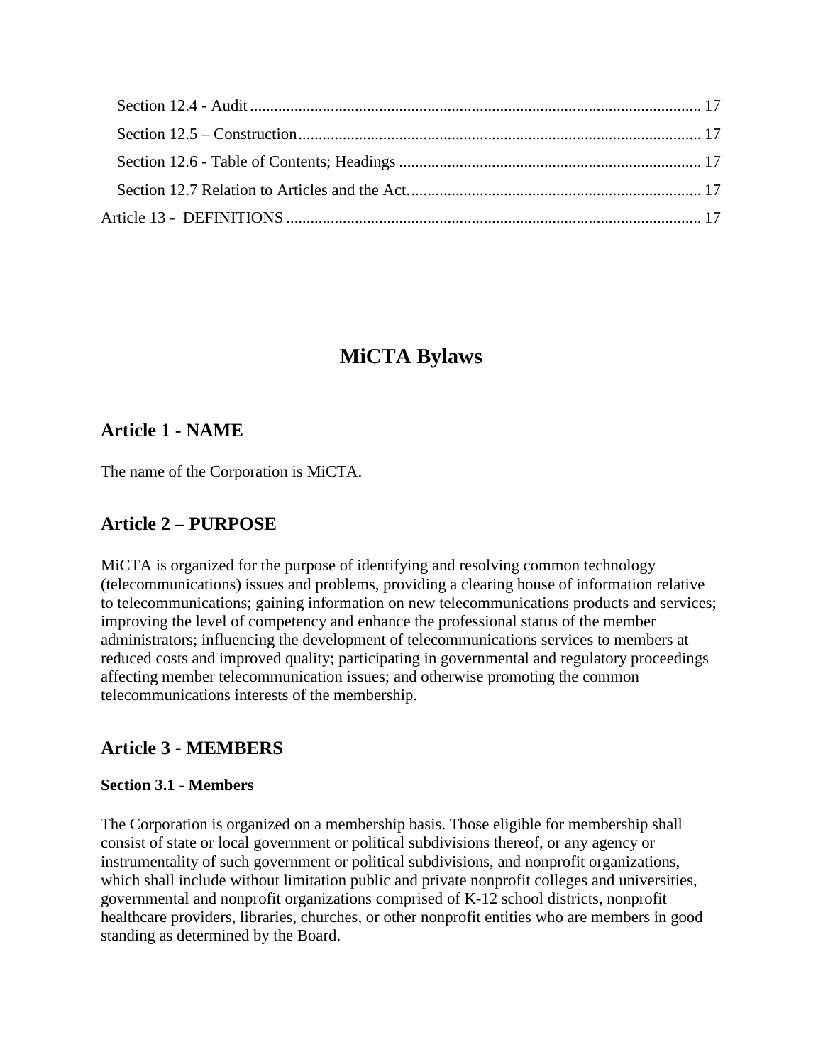Section 12.4 - Audit ................................................................................................................ 17

Section 12.5 – Construction.................................................................................................. 17

Section 12.6 - Table of Contents; Headings .......................................................................... 17

Section 12.7 Relation to Articles and the Act........................................................................ 17

Article 13 - DEFINITIONS ...................................................................................................... 17

# MiCTA Bylaws

## Article 1 - NAME

The name of the Corporation is MiCTA.

## Article 2 – PURPOSE

MiCTA is organized for the purpose of identifying and resolving common technology (telecommunications) issues and problems, providing a clearing house of information relative to telecommunications; gaining information on new telecommunications products and services; improving the level of competency and enhance the professional status of the member administrators; influencing the development of telecommunications services to members at reduced costs and improved quality; participating in governmental and regulatory proceedings affecting member telecommunication issues; and otherwise promoting the common telecommunications interests of the membership.

## Article 3 - MEMBERS

### Section 3.1 - Members

The Corporation is organized on a membership basis. Those eligible for membership shall consist of state or local government or political subdivisions thereof, or any agency or instrumentality of such government or political subdivisions, and nonprofit organizations, which shall include without limitation public and private nonprofit colleges and universities, governmental and nonprofit organizations comprised of K-12 school districts, nonprofit healthcare providers, libraries, churches, or other nonprofit entities who are members in good standing as determined by the Board.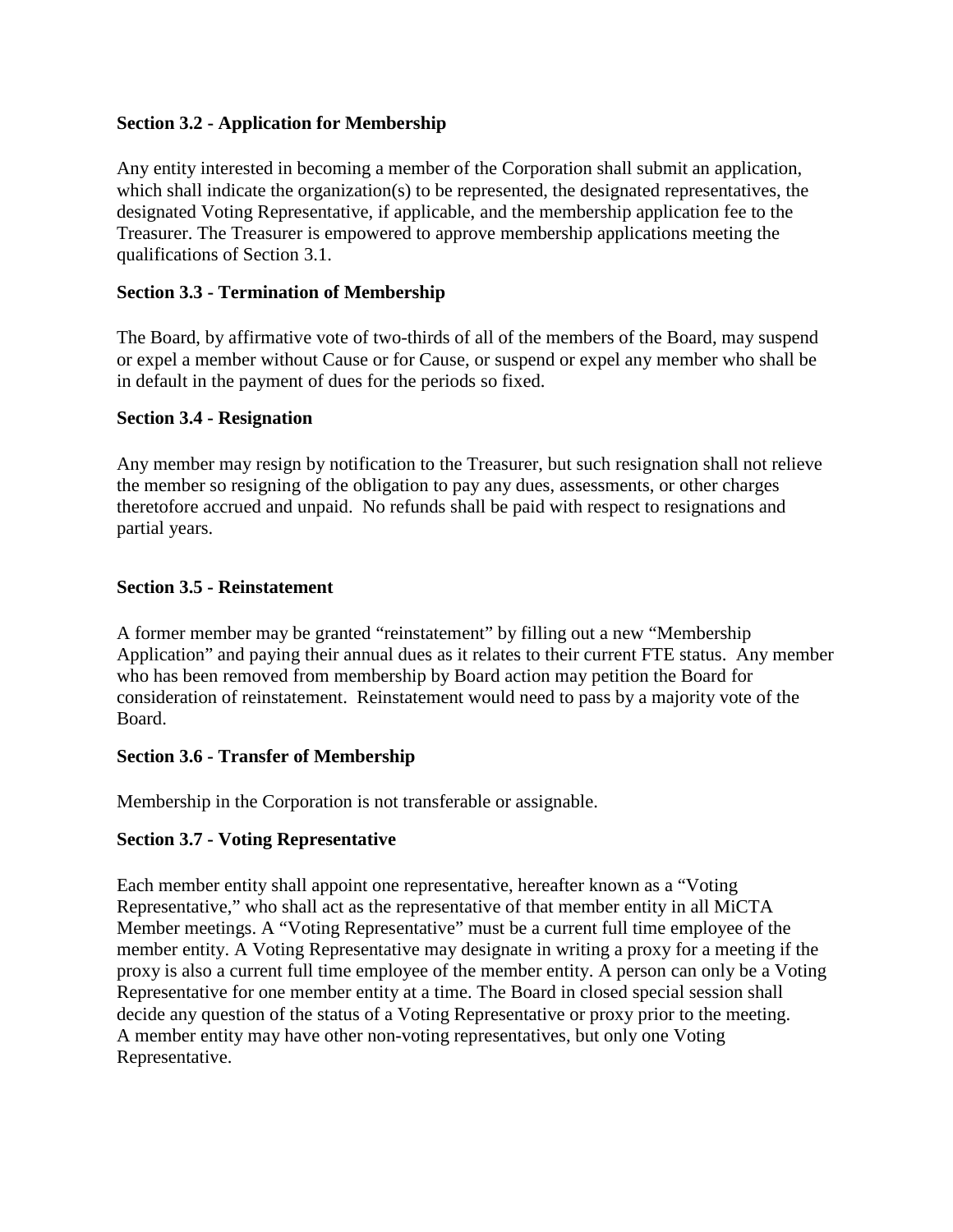**Section 3.2 - Application for Membership**

Any entity interested in becoming a member of the Corporation shall submit an application, which shall indicate the organization(s) to be represented, the designated representatives, the designated Voting Representative, if applicable, and the membership application fee to the Treasurer. The Treasurer is empowered to approve membership applications meeting the qualifications of Section 3.1.

**Section 3.3 - Termination of Membership**

The Board, by affirmative vote of two-thirds of all of the members of the Board, may suspend or expel a member without Cause or for Cause, or suspend or expel any member who shall be in default in the payment of dues for the periods so fixed.

**Section 3.4 - Resignation**

Any member may resign by notification to the Treasurer, but such resignation shall not relieve the member so resigning of the obligation to pay any dues, assessments, or other charges theretofore accrued and unpaid. No refunds shall be paid with respect to resignations and partial years.

**Section 3.5 - Reinstatement**

A former member may be granted "reinstatement" by filling out a new "Membership Application" and paying their annual dues as it relates to their current FTE status. Any member who has been removed from membership by Board action may petition the Board for consideration of reinstatement. Reinstatement would need to pass by a majority vote of the Board.

**Section 3.6 - Transfer of Membership**

Membership in the Corporation is not transferable or assignable.

**Section 3.7 - Voting Representative**

Each member entity shall appoint one representative, hereafter known as a "Voting Representative," who shall act as the representative of that member entity in all MiCTA Member meetings. A "Voting Representative" must be a current full time employee of the member entity. A Voting Representative may designate in writing a proxy for a meeting if the proxy is also a current full time employee of the member entity. A person can only be a Voting Representative for one member entity at a time. The Board in closed special session shall decide any question of the status of a Voting Representative or proxy prior to the meeting. A member entity may have other non-voting representatives, but only one Voting Representative.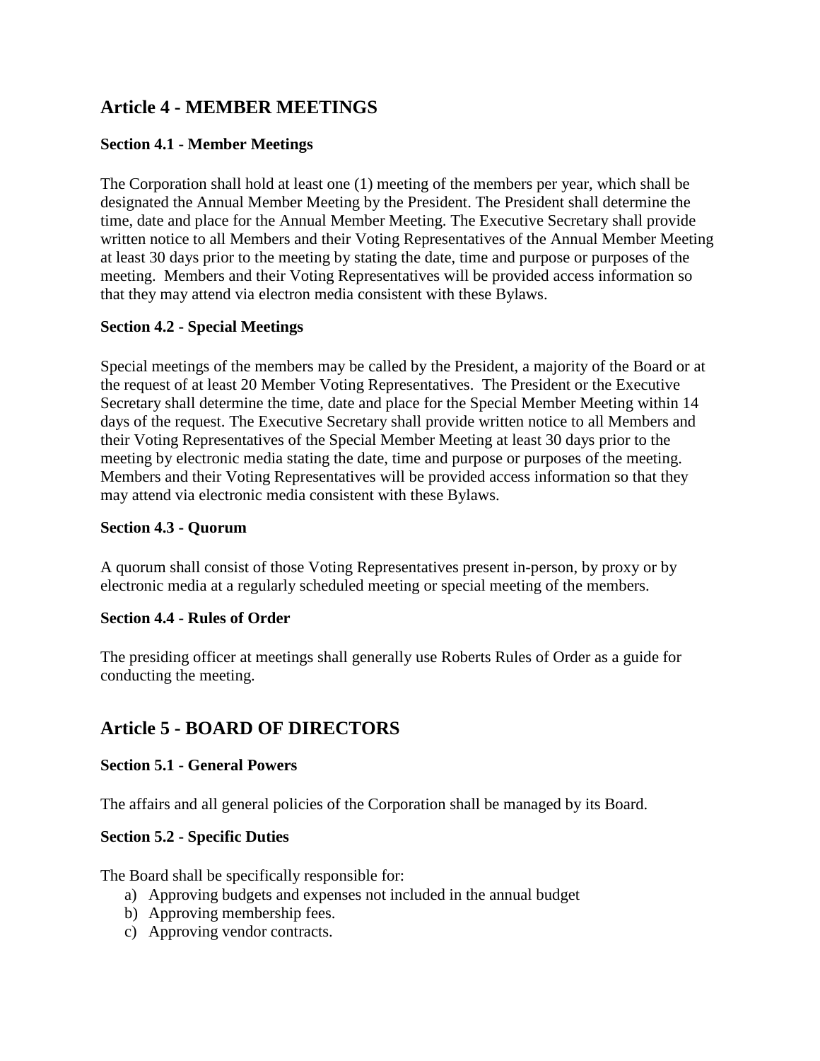## Article 4 - MEMBER MEETINGS

### Section 4.1 - Member Meetings

The Corporation shall hold at least one (1) meeting of the members per year, which shall be designated the Annual Member Meeting by the President. The President shall determine the time, date and place for the Annual Member Meeting. The Executive Secretary shall provide written notice to all Members and their Voting Representatives of the Annual Member Meeting at least 30 days prior to the meeting by stating the date, time and purpose or purposes of the meeting. Members and their Voting Representatives will be provided access information so that they may attend via electron media consistent with these Bylaws.

### Section 4.2 - Special Meetings

Special meetings of the members may be called by the President, a majority of the Board or at the request of at least 20 Member Voting Representatives. The President or the Executive Secretary shall determine the time, date and place for the Special Member Meeting within 14 days of the request. The Executive Secretary shall provide written notice to all Members and their Voting Representatives of the Special Member Meeting at least 30 days prior to the meeting by electronic media stating the date, time and purpose or purposes of the meeting. Members and their Voting Representatives will be provided access information so that they may attend via electronic media consistent with these Bylaws.

### Section 4.3 - Quorum

A quorum shall consist of those Voting Representatives present in-person, by proxy or by electronic media at a regularly scheduled meeting or special meeting of the members.

### Section 4.4 - Rules of Order

The presiding officer at meetings shall generally use Roberts Rules of Order as a guide for conducting the meeting.

## Article 5 - BOARD OF DIRECTORS

### Section 5.1 - General Powers

The affairs and all general policies of the Corporation shall be managed by its Board.

### Section 5.2 - Specific Duties

The Board shall be specifically responsible for:

a) Approving budgets and expenses not included in the annual budget
b) Approving membership fees.
c) Approving vendor contracts.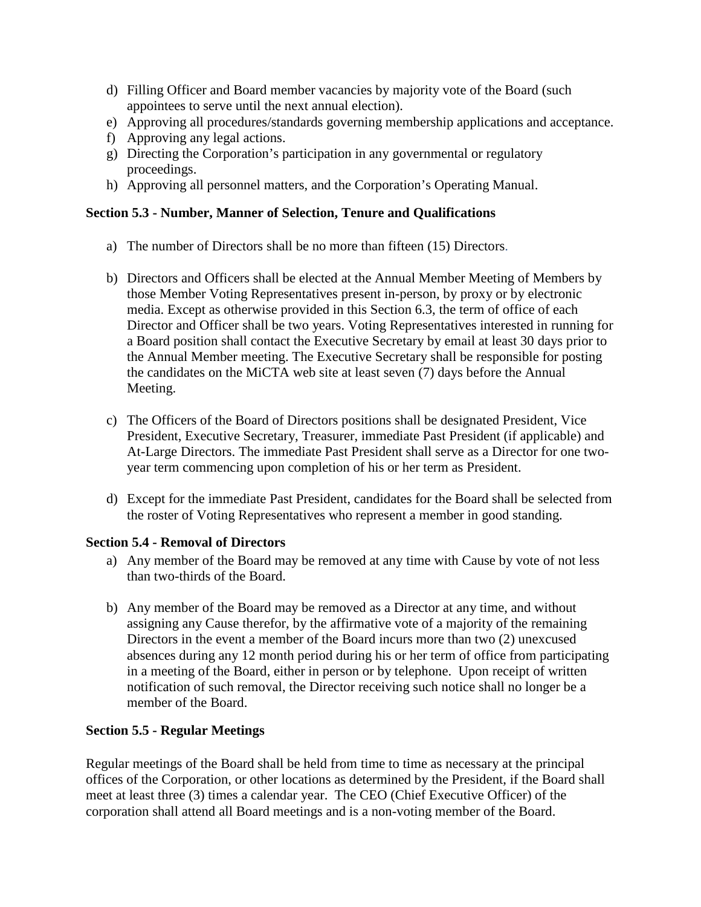d) Filling Officer and Board member vacancies by majority vote of the Board (such appointees to serve until the next annual election).
e) Approving all procedures/standards governing membership applications and acceptance.
f) Approving any legal actions.
g) Directing the Corporation's participation in any governmental or regulatory proceedings.
h) Approving all personnel matters, and the Corporation's Operating Manual.

**Section 5.3 - Number, Manner of Selection, Tenure and Qualifications**

a) The number of Directors shall be no more than fifteen (15) Directors.

b) Directors and Officers shall be elected at the Annual Member Meeting of Members by those Member Voting Representatives present in-person, by proxy or by electronic media. Except as otherwise provided in this Section 6.3, the term of office of each Director and Officer shall be two years. Voting Representatives interested in running for a Board position shall contact the Executive Secretary by email at least 30 days prior to the Annual Member meeting. The Executive Secretary shall be responsible for posting the candidates on the MiCTA web site at least seven (7) days before the Annual Meeting.

c) The Officers of the Board of Directors positions shall be designated President, Vice President, Executive Secretary, Treasurer, immediate Past President (if applicable) and At-Large Directors. The immediate Past President shall serve as a Director for one two-year term commencing upon completion of his or her term as President.

d) Except for the immediate Past President, candidates for the Board shall be selected from the roster of Voting Representatives who represent a member in good standing.

**Section 5.4 - Removal of Directors**

a) Any member of the Board may be removed at any time with Cause by vote of not less than two-thirds of the Board.

b) Any member of the Board may be removed as a Director at any time, and without assigning any Cause therefor, by the affirmative vote of a majority of the remaining Directors in the event a member of the Board incurs more than two (2) unexcused absences during any 12 month period during his or her term of office from participating in a meeting of the Board, either in person or by telephone. Upon receipt of written notification of such removal, the Director receiving such notice shall no longer be a member of the Board.

**Section 5.5 - Regular Meetings**

Regular meetings of the Board shall be held from time to time as necessary at the principal offices of the Corporation, or other locations as determined by the President, if the Board shall meet at least three (3) times a calendar year. The CEO (Chief Executive Officer) of the corporation shall attend all Board meetings and is a non-voting member of the Board.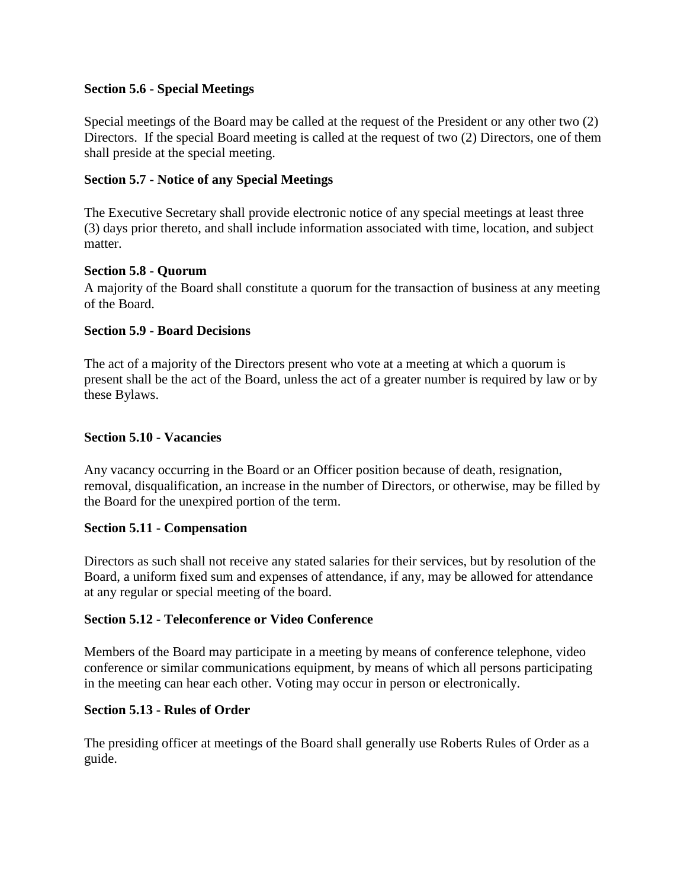**Section 5.6 - Special Meetings**

Special meetings of the Board may be called at the request of the President or any other two (2) Directors. If the special Board meeting is called at the request of two (2) Directors, one of them shall preside at the special meeting.

**Section 5.7 - Notice of any Special Meetings**

The Executive Secretary shall provide electronic notice of any special meetings at least three (3) days prior thereto, and shall include information associated with time, location, and subject matter.

**Section 5.8 - Quorum**

A majority of the Board shall constitute a quorum for the transaction of business at any meeting of the Board.

**Section 5.9 - Board Decisions**

The act of a majority of the Directors present who vote at a meeting at which a quorum is present shall be the act of the Board, unless the act of a greater number is required by law or by these Bylaws.

**Section 5.10 - Vacancies**

Any vacancy occurring in the Board or an Officer position because of death, resignation, removal, disqualification, an increase in the number of Directors, or otherwise, may be filled by the Board for the unexpired portion of the term.

**Section 5.11 - Compensation**

Directors as such shall not receive any stated salaries for their services, but by resolution of the Board, a uniform fixed sum and expenses of attendance, if any, may be allowed for attendance at any regular or special meeting of the board.

**Section 5.12 - Teleconference or Video Conference**

Members of the Board may participate in a meeting by means of conference telephone, video conference or similar communications equipment, by means of which all persons participating in the meeting can hear each other. Voting may occur in person or electronically.

**Section 5.13 - Rules of Order**

The presiding officer at meetings of the Board shall generally use Roberts Rules of Order as a guide.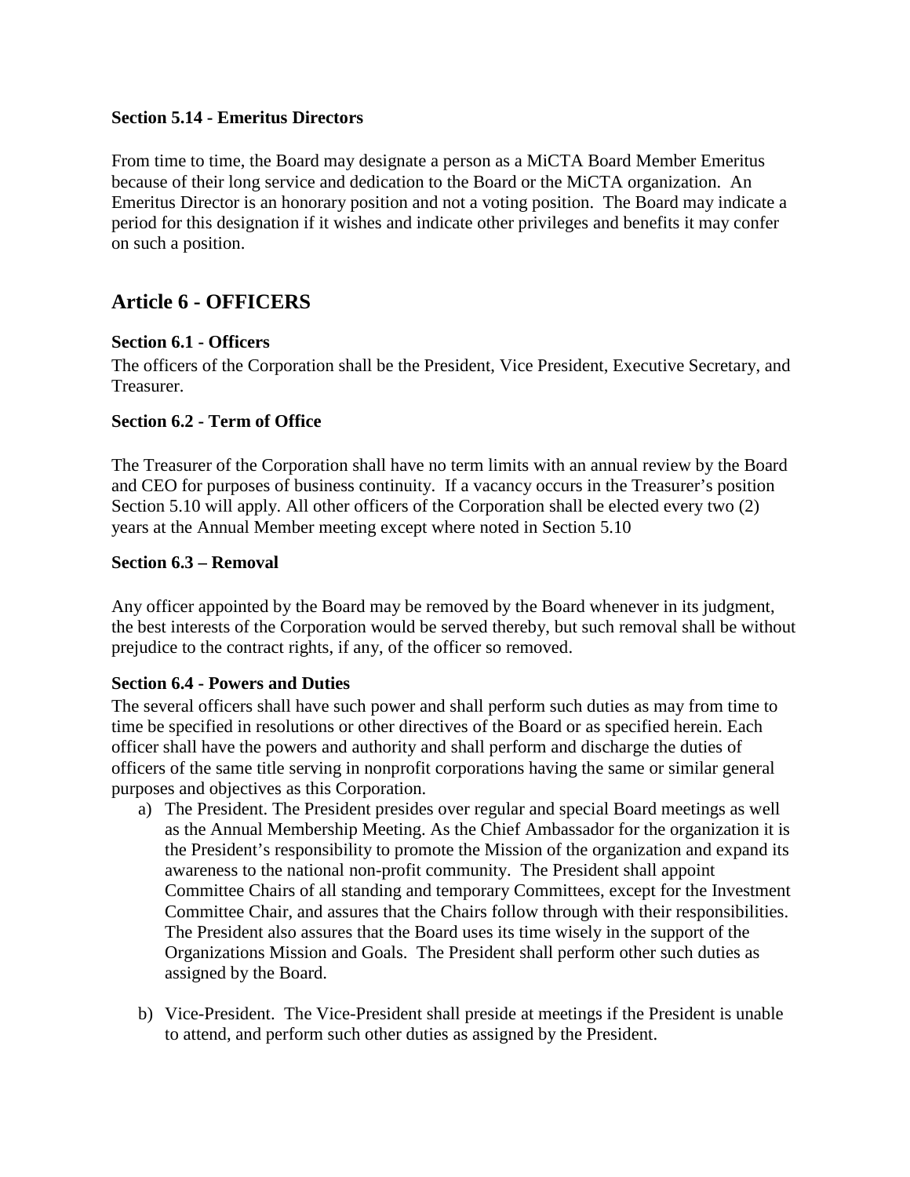### Section 5.14 - Emeritus Directors

From time to time, the Board may designate a person as a MiCTA Board Member Emeritus because of their long service and dedication to the Board or the MiCTA organization. An Emeritus Director is an honorary position and not a voting position. The Board may indicate a period for this designation if it wishes and indicate other privileges and benefits it may confer on such a position.

## Article 6 - OFFICERS

### Section 6.1 - Officers

The officers of the Corporation shall be the President, Vice President, Executive Secretary, and Treasurer.

### Section 6.2 - Term of Office

The Treasurer of the Corporation shall have no term limits with an annual review by the Board and CEO for purposes of business continuity. If a vacancy occurs in the Treasurer's position Section 5.10 will apply. All other officers of the Corporation shall be elected every two (2) years at the Annual Member meeting except where noted in Section 5.10

### Section 6.3 – Removal

Any officer appointed by the Board may be removed by the Board whenever in its judgment, the best interests of the Corporation would be served thereby, but such removal shall be without prejudice to the contract rights, if any, of the officer so removed.

### Section 6.4 - Powers and Duties

The several officers shall have such power and shall perform such duties as may from time to time be specified in resolutions or other directives of the Board or as specified herein. Each officer shall have the powers and authority and shall perform and discharge the duties of officers of the same title serving in nonprofit corporations having the same or similar general purposes and objectives as this Corporation.

a) The President. The President presides over regular and special Board meetings as well as the Annual Membership Meeting. As the Chief Ambassador for the organization it is the President's responsibility to promote the Mission of the organization and expand its awareness to the national non-profit community. The President shall appoint Committee Chairs of all standing and temporary Committees, except for the Investment Committee Chair, and assures that the Chairs follow through with their responsibilities. The President also assures that the Board uses its time wisely in the support of the Organizations Mission and Goals. The President shall perform other such duties as assigned by the Board.

b) Vice-President. The Vice-President shall preside at meetings if the President is unable to attend, and perform such other duties as assigned by the President.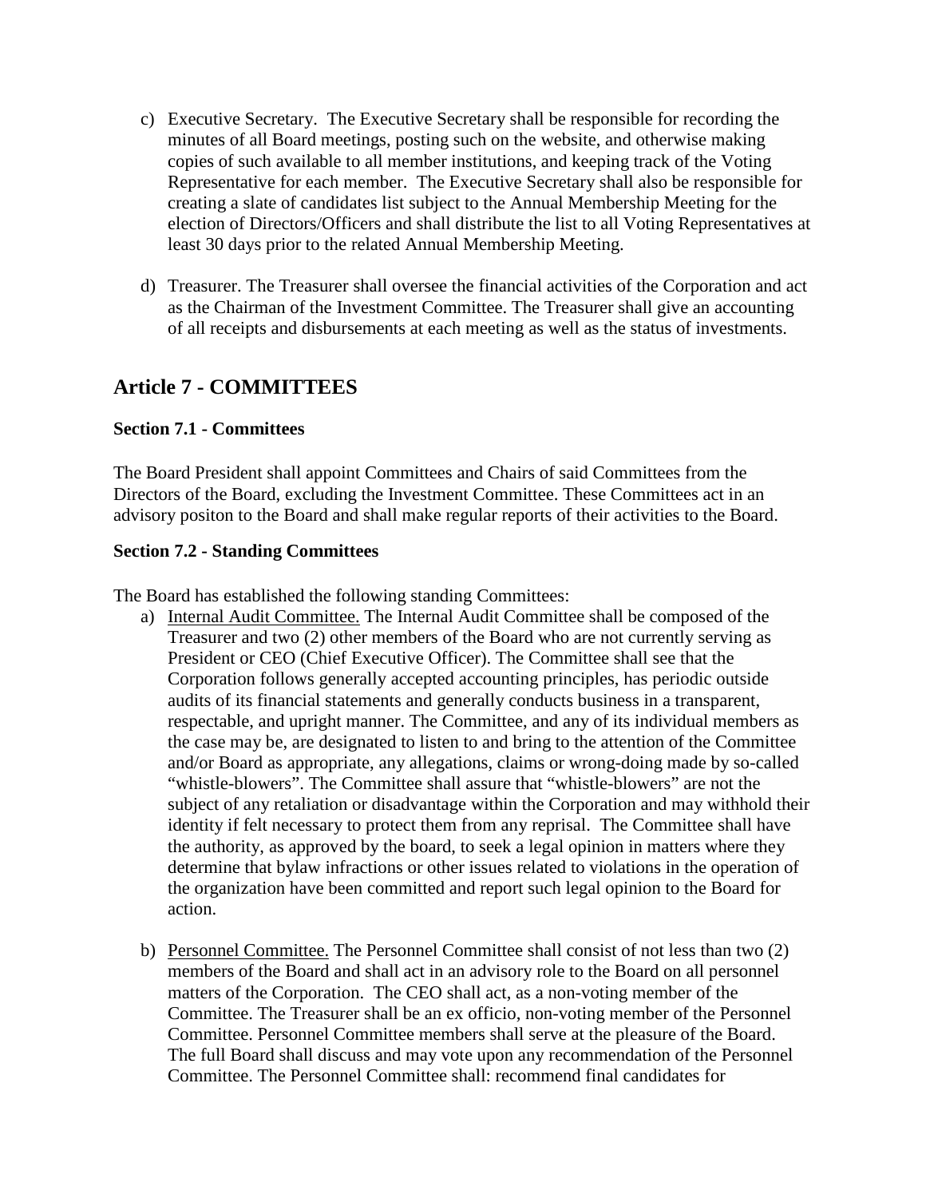c) Executive Secretary. The Executive Secretary shall be responsible for recording the minutes of all Board meetings, posting such on the website, and otherwise making copies of such available to all member institutions, and keeping track of the Voting Representative for each member. The Executive Secretary shall also be responsible for creating a slate of candidates list subject to the Annual Membership Meeting for the election of Directors/Officers and shall distribute the list to all Voting Representatives at least 30 days prior to the related Annual Membership Meeting.

d) Treasurer. The Treasurer shall oversee the financial activities of the Corporation and act as the Chairman of the Investment Committee. The Treasurer shall give an accounting of all receipts and disbursements at each meeting as well as the status of investments.

## Article 7 - COMMITTEES

### Section 7.1 - Committees

The Board President shall appoint Committees and Chairs of said Committees from the Directors of the Board, excluding the Investment Committee. These Committees act in an advisory positon to the Board and shall make regular reports of their activities to the Board.

### Section 7.2 - Standing Committees

The Board has established the following standing Committees:

a) Internal Audit Committee. The Internal Audit Committee shall be composed of the Treasurer and two (2) other members of the Board who are not currently serving as President or CEO (Chief Executive Officer). The Committee shall see that the Corporation follows generally accepted accounting principles, has periodic outside audits of its financial statements and generally conducts business in a transparent, respectable, and upright manner. The Committee, and any of its individual members as the case may be, are designated to listen to and bring to the attention of the Committee and/or Board as appropriate, any allegations, claims or wrong-doing made by so-called "whistle-blowers". The Committee shall assure that "whistle-blowers" are not the subject of any retaliation or disadvantage within the Corporation and may withhold their identity if felt necessary to protect them from any reprisal. The Committee shall have the authority, as approved by the board, to seek a legal opinion in matters where they determine that bylaw infractions or other issues related to violations in the operation of the organization have been committed and report such legal opinion to the Board for action.

b) Personnel Committee. The Personnel Committee shall consist of not less than two (2) members of the Board and shall act in an advisory role to the Board on all personnel matters of the Corporation. The CEO shall act, as a non-voting member of the Committee. The Treasurer shall be an ex officio, non-voting member of the Personnel Committee. Personnel Committee members shall serve at the pleasure of the Board. The full Board shall discuss and may vote upon any recommendation of the Personnel Committee. The Personnel Committee shall: recommend final candidates for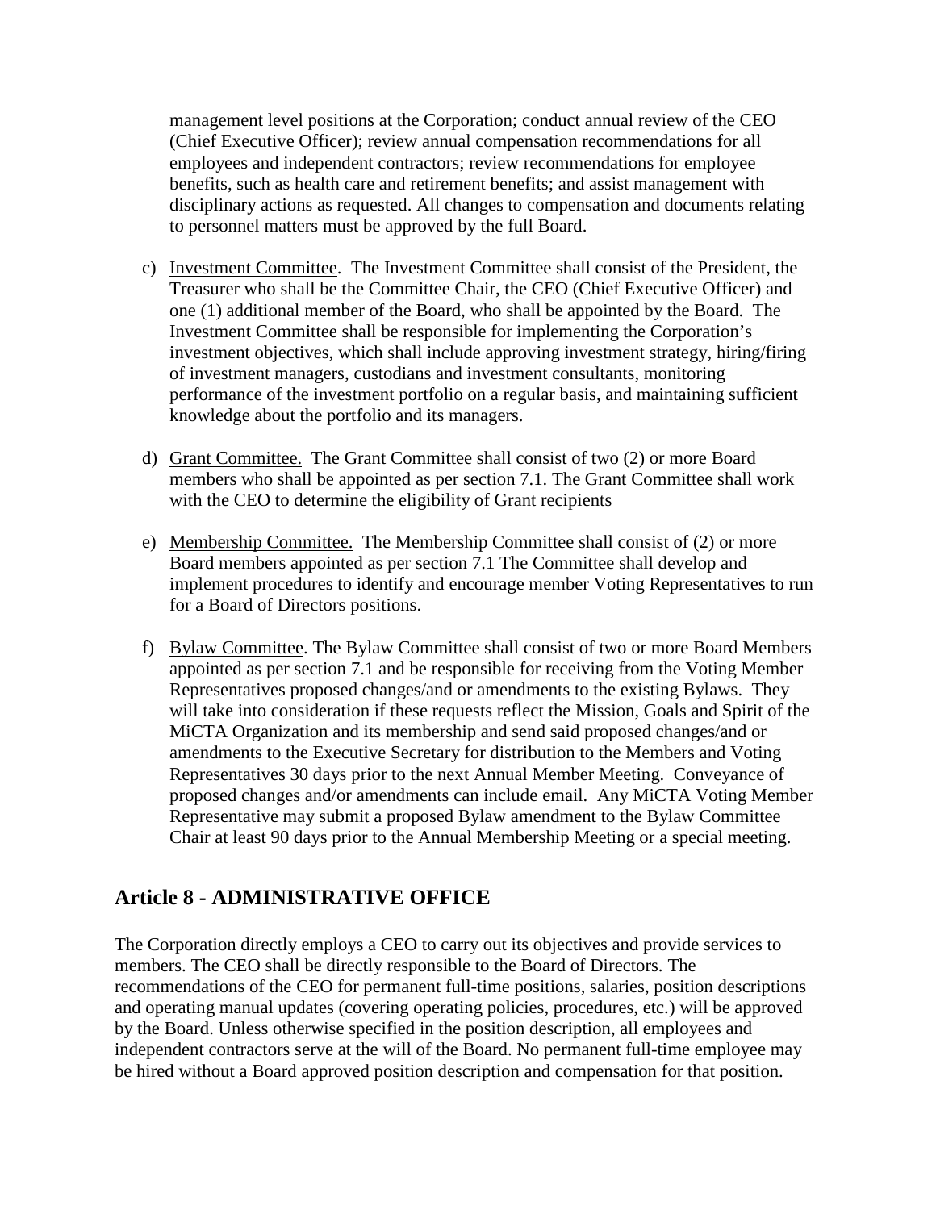management level positions at the Corporation; conduct annual review of the CEO (Chief Executive Officer); review annual compensation recommendations for all employees and independent contractors; review recommendations for employee benefits, such as health care and retirement benefits; and assist management with disciplinary actions as requested. All changes to compensation and documents relating to personnel matters must be approved by the full Board.

c) Investment Committee. The Investment Committee shall consist of the President, the Treasurer who shall be the Committee Chair, the CEO (Chief Executive Officer) and one (1) additional member of the Board, who shall be appointed by the Board. The Investment Committee shall be responsible for implementing the Corporation's investment objectives, which shall include approving investment strategy, hiring/firing of investment managers, custodians and investment consultants, monitoring performance of the investment portfolio on a regular basis, and maintaining sufficient knowledge about the portfolio and its managers.

d) Grant Committee. The Grant Committee shall consist of two (2) or more Board members who shall be appointed as per section 7.1. The Grant Committee shall work with the CEO to determine the eligibility of Grant recipients

e) Membership Committee. The Membership Committee shall consist of (2) or more Board members appointed as per section 7.1 The Committee shall develop and implement procedures to identify and encourage member Voting Representatives to run for a Board of Directors positions.

f) Bylaw Committee. The Bylaw Committee shall consist of two or more Board Members appointed as per section 7.1 and be responsible for receiving from the Voting Member Representatives proposed changes/and or amendments to the existing Bylaws. They will take into consideration if these requests reflect the Mission, Goals and Spirit of the MiCTA Organization and its membership and send said proposed changes/and or amendments to the Executive Secretary for distribution to the Members and Voting Representatives 30 days prior to the next Annual Member Meeting. Conveyance of proposed changes and/or amendments can include email. Any MiCTA Voting Member Representative may submit a proposed Bylaw amendment to the Bylaw Committee Chair at least 90 days prior to the Annual Membership Meeting or a special meeting.

## Article 8 - ADMINISTRATIVE OFFICE

The Corporation directly employs a CEO to carry out its objectives and provide services to members. The CEO shall be directly responsible to the Board of Directors. The recommendations of the CEO for permanent full-time positions, salaries, position descriptions and operating manual updates (covering operating policies, procedures, etc.) will be approved by the Board. Unless otherwise specified in the position description, all employees and independent contractors serve at the will of the Board. No permanent full-time employee may be hired without a Board approved position description and compensation for that position.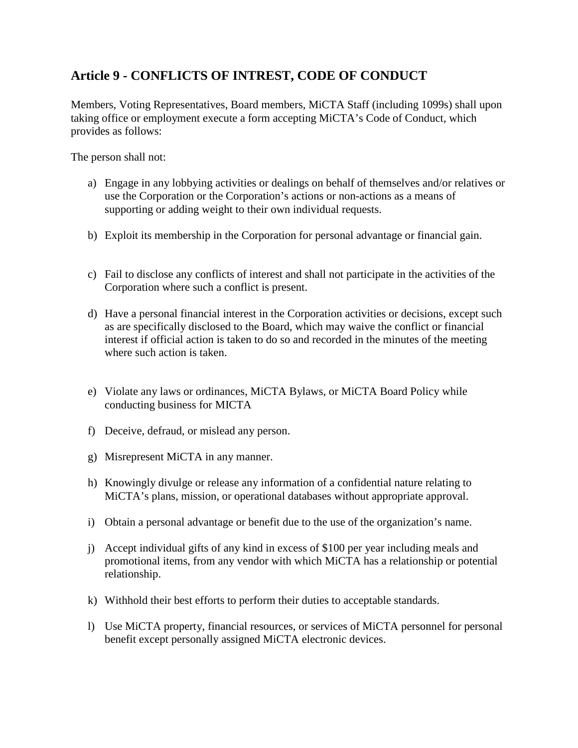## Article 9 - CONFLICTS OF INTREST, CODE OF CONDUCT

Members, Voting Representatives, Board members, MiCTA Staff (including 1099s) shall upon taking office or employment execute a form accepting MiCTA's Code of Conduct, which provides as follows:

The person shall not:

a) Engage in any lobbying activities or dealings on behalf of themselves and/or relatives or use the Corporation or the Corporation's actions or non-actions as a means of supporting or adding weight to their own individual requests.

b) Exploit its membership in the Corporation for personal advantage or financial gain.

c) Fail to disclose any conflicts of interest and shall not participate in the activities of the Corporation where such a conflict is present.

d) Have a personal financial interest in the Corporation activities or decisions, except such as are specifically disclosed to the Board, which may waive the conflict or financial interest if official action is taken to do so and recorded in the minutes of the meeting where such action is taken.

e) Violate any laws or ordinances, MiCTA Bylaws, or MiCTA Board Policy while conducting business for MICTA

f) Deceive, defraud, or mislead any person.

g) Misrepresent MiCTA in any manner.

h) Knowingly divulge or release any information of a confidential nature relating to MiCTA's plans, mission, or operational databases without appropriate approval.

i) Obtain a personal advantage or benefit due to the use of the organization's name.

j) Accept individual gifts of any kind in excess of $100 per year including meals and promotional items, from any vendor with which MiCTA has a relationship or potential relationship.

k) Withhold their best efforts to perform their duties to acceptable standards.

l) Use MiCTA property, financial resources, or services of MiCTA personnel for personal benefit except personally assigned MiCTA electronic devices.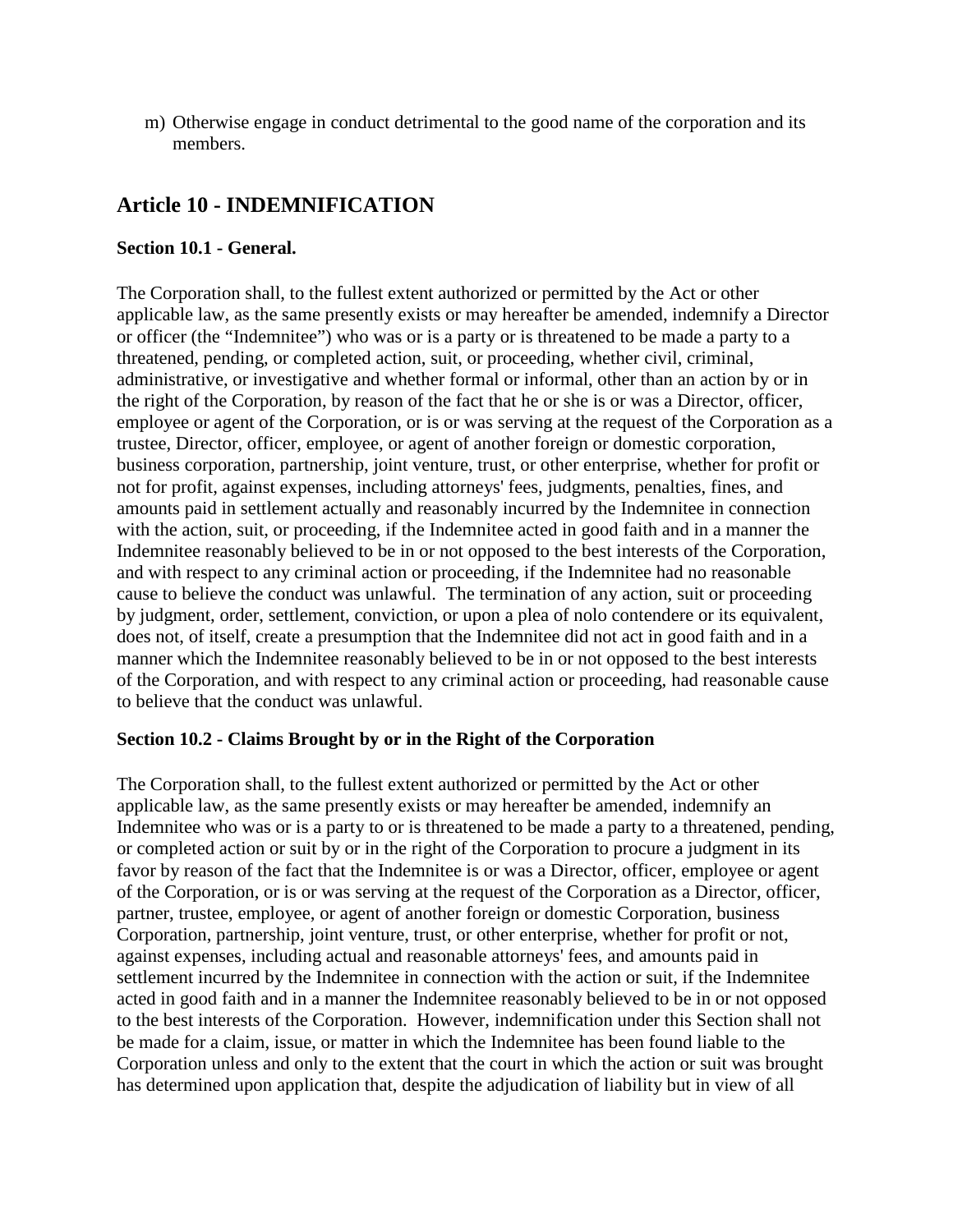m) Otherwise engage in conduct detrimental to the good name of the corporation and its members.

## Article 10 - INDEMNIFICATION

### Section 10.1 - General.

The Corporation shall, to the fullest extent authorized or permitted by the Act or other applicable law, as the same presently exists or may hereafter be amended, indemnify a Director or officer (the "Indemnitee") who was or is a party or is threatened to be made a party to a threatened, pending, or completed action, suit, or proceeding, whether civil, criminal, administrative, or investigative and whether formal or informal, other than an action by or in the right of the Corporation, by reason of the fact that he or she is or was a Director, officer, employee or agent of the Corporation, or is or was serving at the request of the Corporation as a trustee, Director, officer, employee, or agent of another foreign or domestic corporation, business corporation, partnership, joint venture, trust, or other enterprise, whether for profit or not for profit, against expenses, including attorneys' fees, judgments, penalties, fines, and amounts paid in settlement actually and reasonably incurred by the Indemnitee in connection with the action, suit, or proceeding, if the Indemnitee acted in good faith and in a manner the Indemnitee reasonably believed to be in or not opposed to the best interests of the Corporation, and with respect to any criminal action or proceeding, if the Indemnitee had no reasonable cause to believe the conduct was unlawful. The termination of any action, suit or proceeding by judgment, order, settlement, conviction, or upon a plea of nolo contendere or its equivalent, does not, of itself, create a presumption that the Indemnitee did not act in good faith and in a manner which the Indemnitee reasonably believed to be in or not opposed to the best interests of the Corporation, and with respect to any criminal action or proceeding, had reasonable cause to believe that the conduct was unlawful.

### Section 10.2 - Claims Brought by or in the Right of the Corporation

The Corporation shall, to the fullest extent authorized or permitted by the Act or other applicable law, as the same presently exists or may hereafter be amended, indemnify an Indemnitee who was or is a party to or is threatened to be made a party to a threatened, pending, or completed action or suit by or in the right of the Corporation to procure a judgment in its favor by reason of the fact that the Indemnitee is or was a Director, officer, employee or agent of the Corporation, or is or was serving at the request of the Corporation as a Director, officer, partner, trustee, employee, or agent of another foreign or domestic Corporation, business Corporation, partnership, joint venture, trust, or other enterprise, whether for profit or not, against expenses, including actual and reasonable attorneys' fees, and amounts paid in settlement incurred by the Indemnitee in connection with the action or suit, if the Indemnitee acted in good faith and in a manner the Indemnitee reasonably believed to be in or not opposed to the best interests of the Corporation. However, indemnification under this Section shall not be made for a claim, issue, or matter in which the Indemnitee has been found liable to the Corporation unless and only to the extent that the court in which the action or suit was brought has determined upon application that, despite the adjudication of liability but in view of all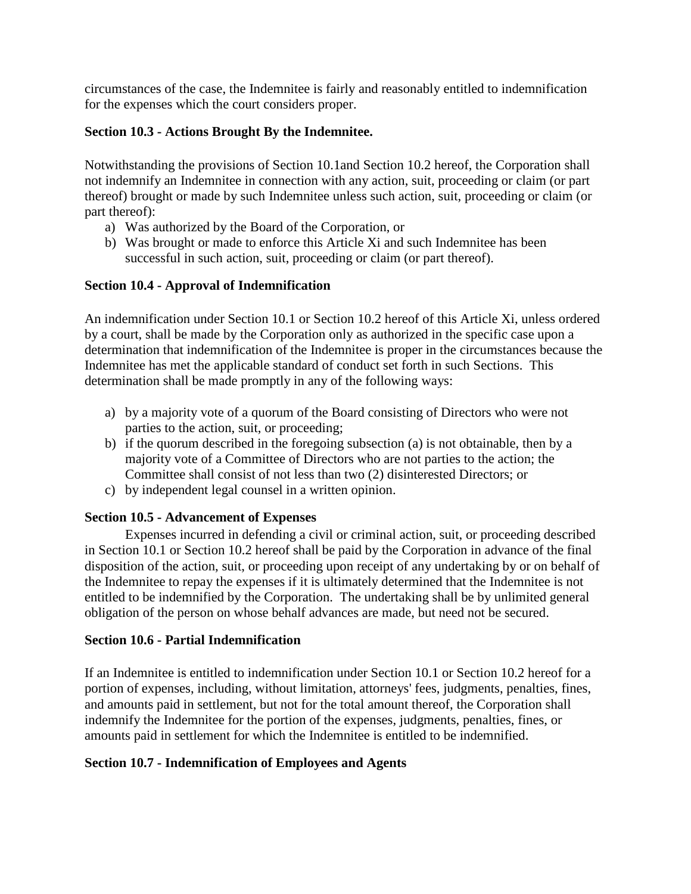circumstances of the case, the Indemnitee is fairly and reasonably entitled to indemnification for the expenses which the court considers proper.

**Section 10.3 - Actions Brought By the Indemnitee.**

Notwithstanding the provisions of Section 10.1and Section 10.2 hereof, the Corporation shall not indemnify an Indemnitee in connection with any action, suit, proceeding or claim (or part thereof) brought or made by such Indemnitee unless such action, suit, proceeding or claim (or part thereof):

a) Was authorized by the Board of the Corporation, or
b) Was brought or made to enforce this Article Xi and such Indemnitee has been successful in such action, suit, proceeding or claim (or part thereof).

**Section 10.4 - Approval of Indemnification**

An indemnification under Section 10.1 or Section 10.2 hereof of this Article Xi, unless ordered by a court, shall be made by the Corporation only as authorized in the specific case upon a determination that indemnification of the Indemnitee is proper in the circumstances because the Indemnitee has met the applicable standard of conduct set forth in such Sections. This determination shall be made promptly in any of the following ways:

a) by a majority vote of a quorum of the Board consisting of Directors who were not parties to the action, suit, or proceeding;
b) if the quorum described in the foregoing subsection (a) is not obtainable, then by a majority vote of a Committee of Directors who are not parties to the action; the Committee shall consist of not less than two (2) disinterested Directors; or
c) by independent legal counsel in a written opinion.

**Section 10.5 - Advancement of Expenses**

Expenses incurred in defending a civil or criminal action, suit, or proceeding described in Section 10.1 or Section 10.2 hereof shall be paid by the Corporation in advance of the final disposition of the action, suit, or proceeding upon receipt of any undertaking by or on behalf of the Indemnitee to repay the expenses if it is ultimately determined that the Indemnitee is not entitled to be indemnified by the Corporation. The undertaking shall be by unlimited general obligation of the person on whose behalf advances are made, but need not be secured.

**Section 10.6 - Partial Indemnification**

If an Indemnitee is entitled to indemnification under Section 10.1 or Section 10.2 hereof for a portion of expenses, including, without limitation, attorneys' fees, judgments, penalties, fines, and amounts paid in settlement, but not for the total amount thereof, the Corporation shall indemnify the Indemnitee for the portion of the expenses, judgments, penalties, fines, or amounts paid in settlement for which the Indemnitee is entitled to be indemnified.

**Section 10.7 - Indemnification of Employees and Agents**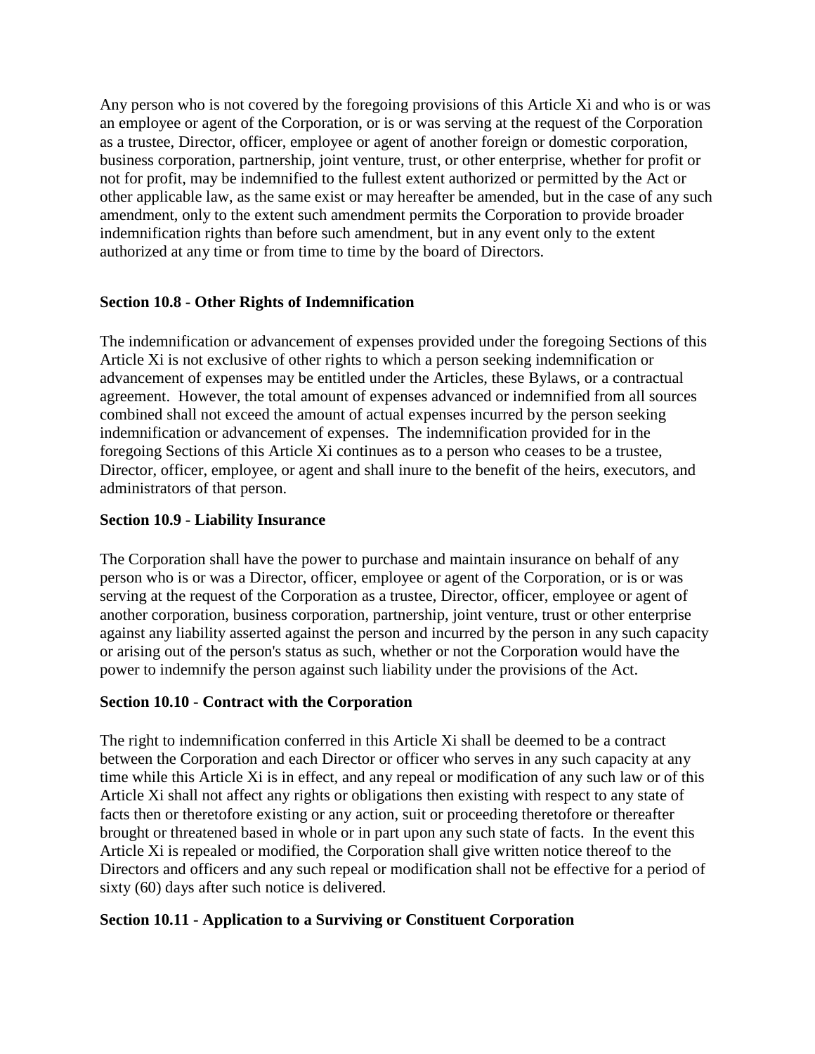Any person who is not covered by the foregoing provisions of this Article Xi and who is or was an employee or agent of the Corporation, or is or was serving at the request of the Corporation as a trustee, Director, officer, employee or agent of another foreign or domestic corporation, business corporation, partnership, joint venture, trust, or other enterprise, whether for profit or not for profit, may be indemnified to the fullest extent authorized or permitted by the Act or other applicable law, as the same exist or may hereafter be amended, but in the case of any such amendment, only to the extent such amendment permits the Corporation to provide broader indemnification rights than before such amendment, but in any event only to the extent authorized at any time or from time to time by the board of Directors.

**Section 10.8 - Other Rights of Indemnification**

The indemnification or advancement of expenses provided under the foregoing Sections of this Article Xi is not exclusive of other rights to which a person seeking indemnification or advancement of expenses may be entitled under the Articles, these Bylaws, or a contractual agreement. However, the total amount of expenses advanced or indemnified from all sources combined shall not exceed the amount of actual expenses incurred by the person seeking indemnification or advancement of expenses. The indemnification provided for in the foregoing Sections of this Article Xi continues as to a person who ceases to be a trustee, Director, officer, employee, or agent and shall inure to the benefit of the heirs, executors, and administrators of that person.

**Section 10.9 - Liability Insurance**

The Corporation shall have the power to purchase and maintain insurance on behalf of any person who is or was a Director, officer, employee or agent of the Corporation, or is or was serving at the request of the Corporation as a trustee, Director, officer, employee or agent of another corporation, business corporation, partnership, joint venture, trust or other enterprise against any liability asserted against the person and incurred by the person in any such capacity or arising out of the person's status as such, whether or not the Corporation would have the power to indemnify the person against such liability under the provisions of the Act.

**Section 10.10 - Contract with the Corporation**

The right to indemnification conferred in this Article Xi shall be deemed to be a contract between the Corporation and each Director or officer who serves in any such capacity at any time while this Article Xi is in effect, and any repeal or modification of any such law or of this Article Xi shall not affect any rights or obligations then existing with respect to any state of facts then or theretofore existing or any action, suit or proceeding theretofore or thereafter brought or threatened based in whole or in part upon any such state of facts. In the event this Article Xi is repealed or modified, the Corporation shall give written notice thereof to the Directors and officers and any such repeal or modification shall not be effective for a period of sixty (60) days after such notice is delivered.

**Section 10.11 - Application to a Surviving or Constituent Corporation**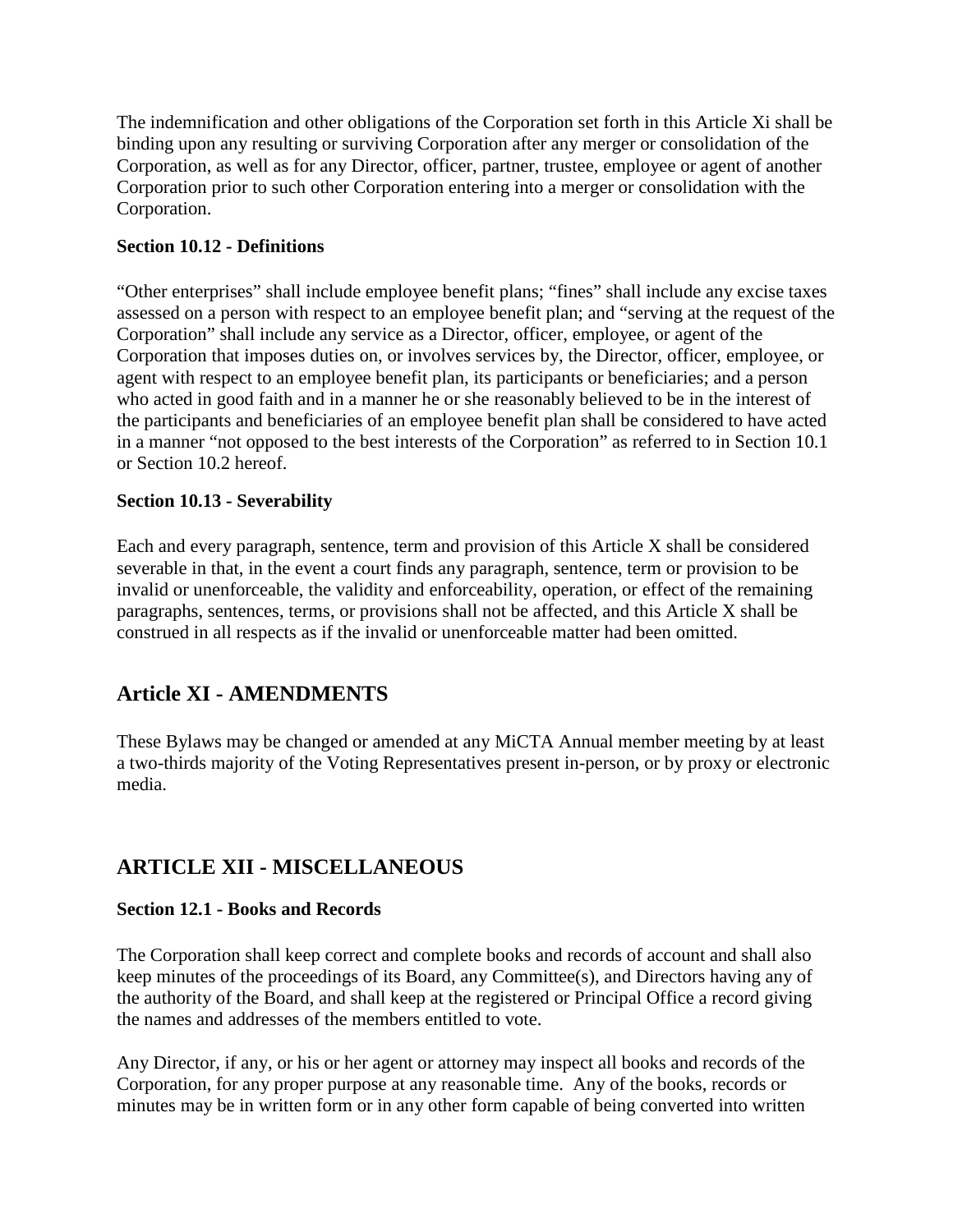The indemnification and other obligations of the Corporation set forth in this Article Xi shall be binding upon any resulting or surviving Corporation after any merger or consolidation of the Corporation, as well as for any Director, officer, partner, trustee, employee or agent of another Corporation prior to such other Corporation entering into a merger or consolidation with the Corporation.

**Section 10.12 - Definitions**

"Other enterprises" shall include employee benefit plans; "fines" shall include any excise taxes assessed on a person with respect to an employee benefit plan; and "serving at the request of the Corporation" shall include any service as a Director, officer, employee, or agent of the Corporation that imposes duties on, or involves services by, the Director, officer, employee, or agent with respect to an employee benefit plan, its participants or beneficiaries; and a person who acted in good faith and in a manner he or she reasonably believed to be in the interest of the participants and beneficiaries of an employee benefit plan shall be considered to have acted in a manner "not opposed to the best interests of the Corporation" as referred to in Section 10.1 or Section 10.2 hereof.

**Section 10.13 - Severability**

Each and every paragraph, sentence, term and provision of this Article X shall be considered severable in that, in the event a court finds any paragraph, sentence, term or provision to be invalid or unenforceable, the validity and enforceability, operation, or effect of the remaining paragraphs, sentences, terms, or provisions shall not be affected, and this Article X shall be construed in all respects as if the invalid or unenforceable matter had been omitted.

## Article XI - AMENDMENTS

These Bylaws may be changed or amended at any MiCTA Annual member meeting by at least a two-thirds majority of the Voting Representatives present in-person, or by proxy or electronic media.

## ARTICLE XII - MISCELLANEOUS

**Section 12.1 - Books and Records**

The Corporation shall keep correct and complete books and records of account and shall also keep minutes of the proceedings of its Board, any Committee(s), and Directors having any of the authority of the Board, and shall keep at the registered or Principal Office a record giving the names and addresses of the members entitled to vote.

Any Director, if any, or his or her agent or attorney may inspect all books and records of the Corporation, for any proper purpose at any reasonable time. Any of the books, records or minutes may be in written form or in any other form capable of being converted into written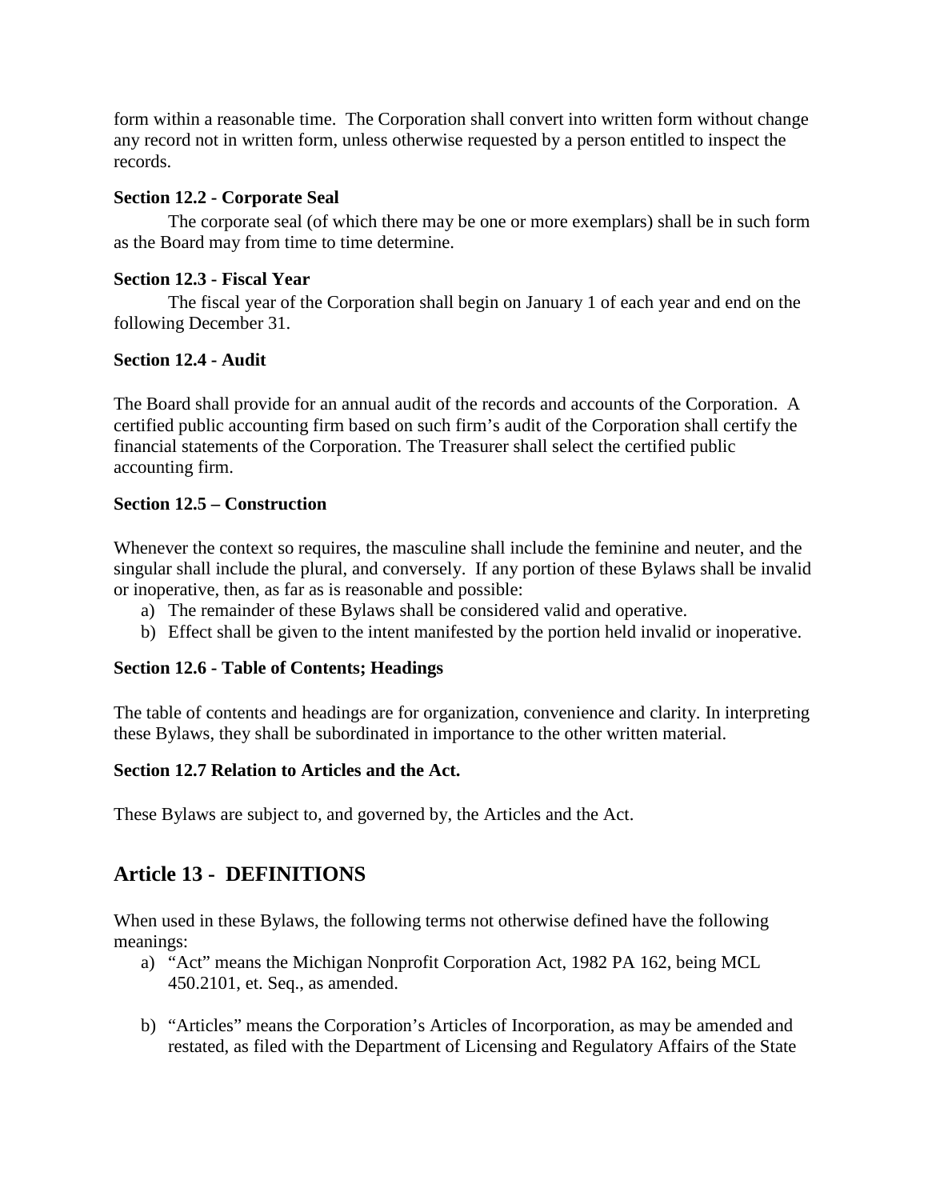form within a reasonable time. The Corporation shall convert into written form without change any record not in written form, unless otherwise requested by a person entitled to inspect the records.

**Section 12.2 - Corporate Seal**

The corporate seal (of which there may be one or more exemplars) shall be in such form as the Board may from time to time determine.

**Section 12.3 - Fiscal Year**

The fiscal year of the Corporation shall begin on January 1 of each year and end on the following December 31.

**Section 12.4 - Audit**

The Board shall provide for an annual audit of the records and accounts of the Corporation. A certified public accounting firm based on such firm's audit of the Corporation shall certify the financial statements of the Corporation. The Treasurer shall select the certified public accounting firm.

**Section 12.5 – Construction**

Whenever the context so requires, the masculine shall include the feminine and neuter, and the singular shall include the plural, and conversely. If any portion of these Bylaws shall be invalid or inoperative, then, as far as is reasonable and possible:

a) The remainder of these Bylaws shall be considered valid and operative.
b) Effect shall be given to the intent manifested by the portion held invalid or inoperative.

**Section 12.6 - Table of Contents; Headings**

The table of contents and headings are for organization, convenience and clarity. In interpreting these Bylaws, they shall be subordinated in importance to the other written material.

**Section 12.7 Relation to Articles and the Act.**

These Bylaws are subject to, and governed by, the Articles and the Act.

## Article 13 - DEFINITIONS

When used in these Bylaws, the following terms not otherwise defined have the following meanings:

a) "Act" means the Michigan Nonprofit Corporation Act, 1982 PA 162, being MCL 450.2101, et. Seq., as amended.

b) "Articles" means the Corporation's Articles of Incorporation, as may be amended and restated, as filed with the Department of Licensing and Regulatory Affairs of the State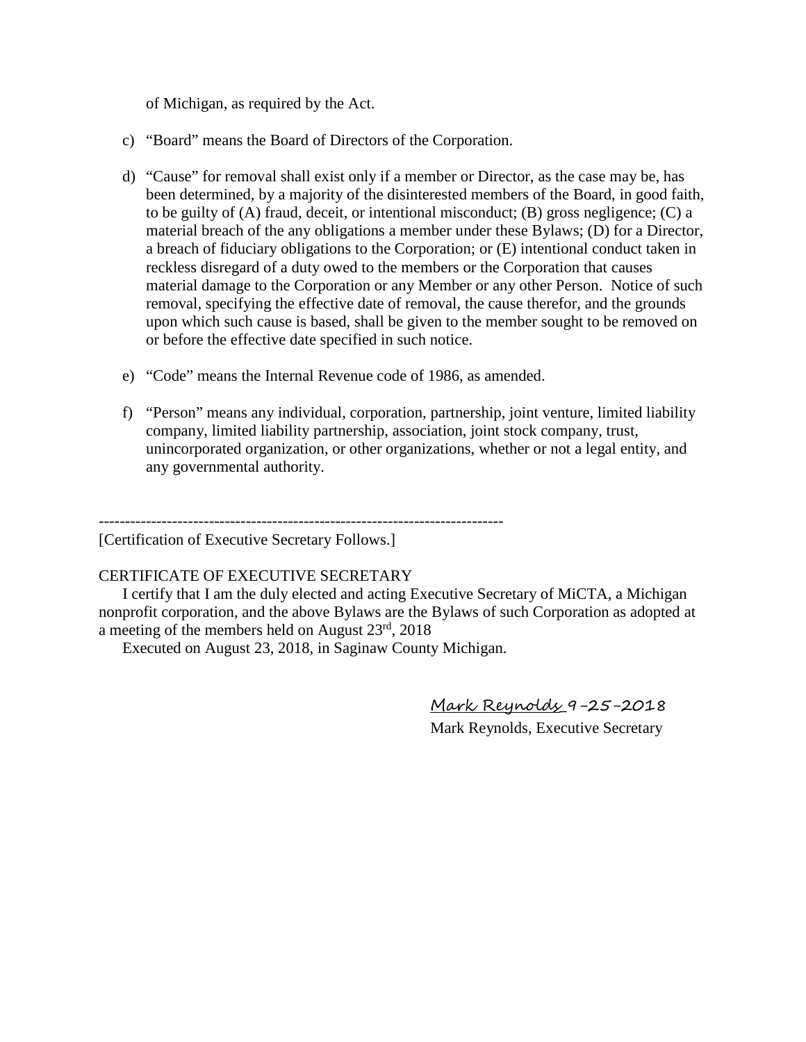of Michigan, as required by the Act.

c) "Board" means the Board of Directors of the Corporation.

d) "Cause" for removal shall exist only if a member or Director, as the case may be, has been determined, by a majority of the disinterested members of the Board, in good faith, to be guilty of (A) fraud, deceit, or intentional misconduct; (B) gross negligence; (C) a material breach of the any obligations a member under these Bylaws; (D) for a Director, a breach of fiduciary obligations to the Corporation; or (E) intentional conduct taken in reckless disregard of a duty owed to the members or the Corporation that causes material damage to the Corporation or any Member or any other Person. Notice of such removal, specifying the effective date of removal, the cause therefor, and the grounds upon which such cause is based, shall be given to the member sought to be removed on or before the effective date specified in such notice.

e) "Code" means the Internal Revenue code of 1986, as amended.

f) "Person" means any individual, corporation, partnership, joint venture, limited liability company, limited liability partnership, association, joint stock company, trust, unincorporated organization, or other organizations, whether or not a legal entity, and any governmental authority.

-----------------------------------------------------------------------------

[Certification of Executive Secretary Follows.]

CERTIFICATE OF EXECUTIVE SECRETARY

I certify that I am the duly elected and acting Executive Secretary of MiCTA, a Michigan nonprofit corporation, and the above Bylaws are the Bylaws of such Corporation as adopted at a meeting of the members held on August 23rd, 2018

Executed on August 23, 2018, in Saginaw County Michigan.

Mark Reynolds 9-25-2018

Mark Reynolds, Executive Secretary